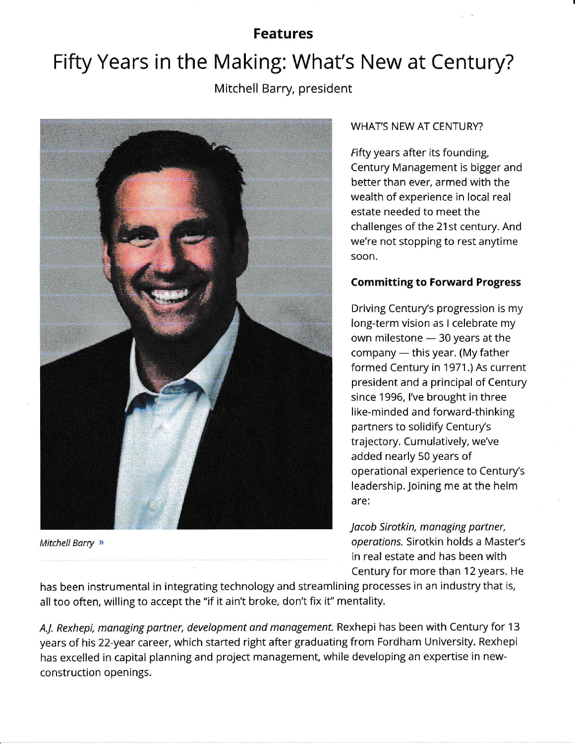**Features**

# Fifty Years in the Making: What's New at Century?

Mitchell Barry, president

Mitchell Barry »

WHAT'S NEW AT CENTURY?

Fifty years after its founding, Century Management is bigger and better than ever, armed with the wealth of experience in local real estate needed to meet the challenges of the 21st century. And we're not stopping to rest anytime soon.

## Committing to Forward Progress

Driving Century's progression is my long-term vision as I celebrate my own milestone — 30 years at the company — this year. (My father formed Century in 1971.) As current president and a principal of Century since 1996, I've brought in three like-minded and forward-thinking partners to solidify Century's trajectory. Cumulatively, we've added nearly 50 years of operational experience to Century's leadership. Joining me at the helm are:

*Jacob Sirotkin, managing partner, operations.* Sirotkin holds a Master's in real estate and has been with Century for more than 12 years. He has been instrumental in integrating technology and streamlining processes in an industry that is, all too often, willing to accept the "if it ain't broke, don't fix it" mentality.

*A.J. Rexhepi, managing partner, development and management.* Rexhepi has been with Century for 13 years of his 22-year career, which started right after graduating from Fordham University. Rexhepi has excelled in capital planning and project management, while developing an expertise in new-construction openings.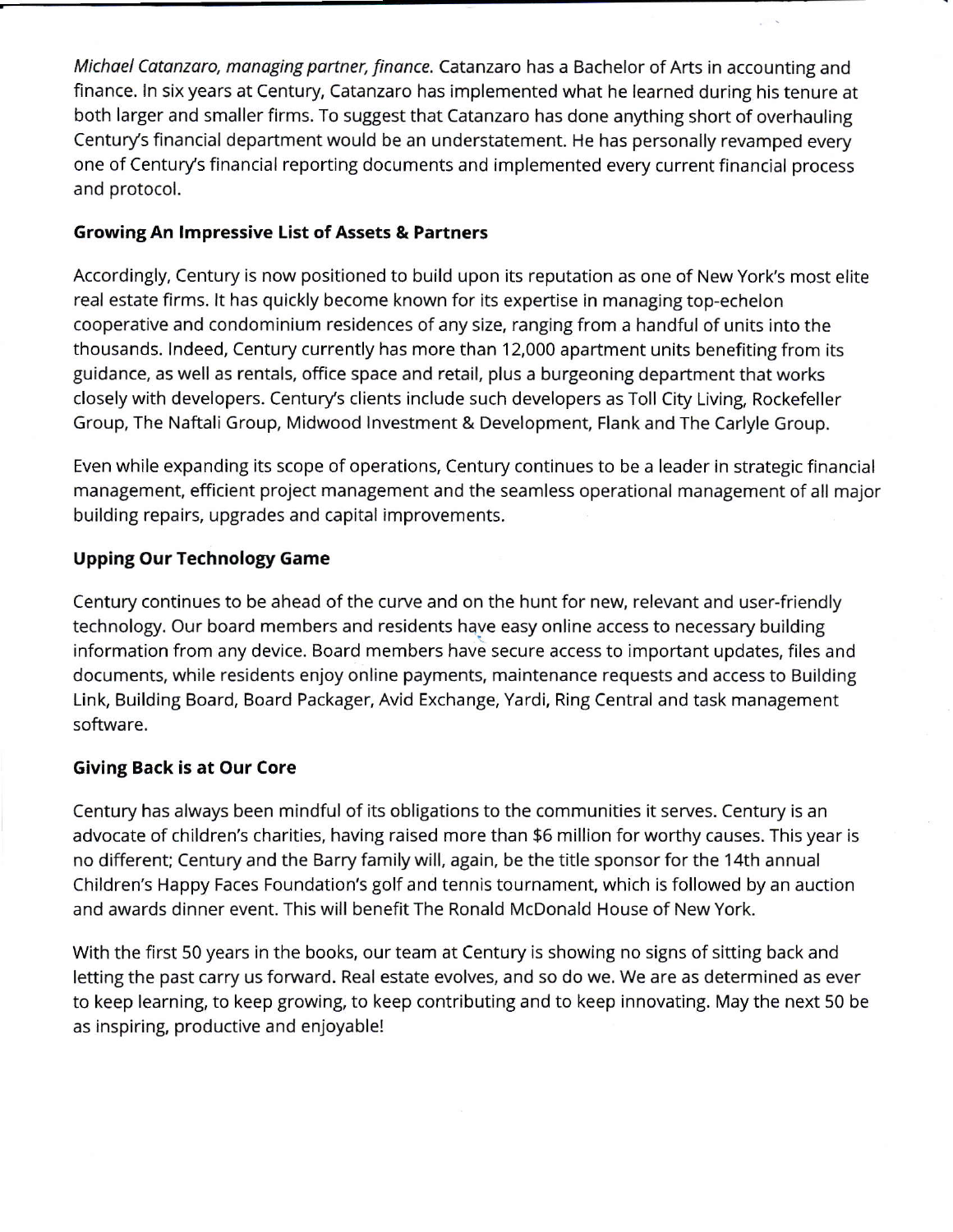*Michael Catanzaro, managing partner, finance.* Catanzaro has a Bachelor of Arts in accounting and finance. In six years at Century, Catanzaro has implemented what he learned during his tenure at both larger and smaller firms. To suggest that Catanzaro has done anything short of overhauling Century's financial department would be an understatement. He has personally revamped every one of Century's financial reporting documents and implemented every current financial process and protocol.

### Growing An Impressive List of Assets & Partners

Accordingly, Century is now positioned to build upon its reputation as one of New York's most elite real estate firms. It has quickly become known for its expertise in managing top-echelon cooperative and condominium residences of any size, ranging from a handful of units into the thousands. Indeed, Century currently has more than 12,000 apartment units benefiting from its guidance, as well as rentals, office space and retail, plus a burgeoning department that works closely with developers. Century's clients include such developers as Toll City Living, Rockefeller Group, The Naftali Group, Midwood Investment & Development, Flank and The Carlyle Group.

Even while expanding its scope of operations, Century continues to be a leader in strategic financial management, efficient project management and the seamless operational management of all major building repairs, upgrades and capital improvements.

### Upping Our Technology Game

Century continues to be ahead of the curve and on the hunt for new, relevant and user-friendly technology. Our board members and residents have easy online access to necessary building information from any device. Board members have secure access to important updates, files and documents, while residents enjoy online payments, maintenance requests and access to Building Link, Building Board, Board Packager, Avid Exchange, Yardi, Ring Central and task management software.

### Giving Back is at Our Core

Century has always been mindful of its obligations to the communities it serves. Century is an advocate of children's charities, having raised more than $6 million for worthy causes. This year is no different; Century and the Barry family will, again, be the title sponsor for the 14th annual Children's Happy Faces Foundation's golf and tennis tournament, which is followed by an auction and awards dinner event. This will benefit The Ronald McDonald House of New York.

With the first 50 years in the books, our team at Century is showing no signs of sitting back and letting the past carry us forward. Real estate evolves, and so do we. We are as determined as ever to keep learning, to keep growing, to keep contributing and to keep innovating. May the next 50 be as inspiring, productive and enjoyable!